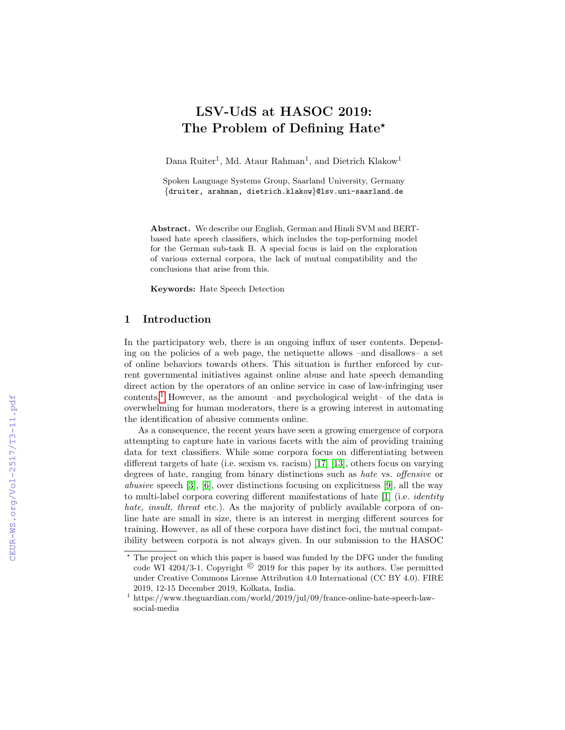# LSV-UdS at HASOC 2019: The Problem of Defining Hate*

Dana Ruiter[1], Md. Ataur Rahman[1], and Dietrich Klakow[1]

Spoken Language Systems Group, Saarland University, Germany
{druiter, arahman, dietrich.klakow}@lsv.uni-saarland.de

**Abstract.** We describe our English, German and Hindi SVM and BERT-based hate speech classifiers, which includes the top-performing model for the German sub-task B. A special focus is laid on the exploration of various external corpora, the lack of mutual compatibility and the conclusions that arise from this.

**Keywords:** Hate Speech Detection

## 1 Introduction

In the participatory web, there is an ongoing influx of user contents. Depending on the policies of a web page, the netiquette allows –and disallows– a set of online behaviors towards others. This situation is further enforced by current governmental initiatives against online abuse and hate speech demanding direct action by the operators of an online service in case of law-infringing user contents.[1] However, as the amount –and psychological weight– of the data is overwhelming for human moderators, there is a growing interest in automating the identification of abusive comments online.

As a consequence, the recent years have seen a growing emergence of corpora attempting to capture hate in various facets with the aim of providing training data for text classifiers. While some corpora focus on differentiating between different targets of hate (i.e. sexism vs. racism) [17] [13], others focus on varying degrees of hate, ranging from binary distinctions such as *hate* vs. *offensive* or *abusive* speech [3], [6], over distinctions focusing on explicitness [9], all the way to multi-label corpora covering different manifestations of hate [1] (i.e. *identity hate, insult, threat* etc.). As the majority of publicly available corpora of online hate are small in size, there is an interest in merging different sources for training. However, as all of these corpora have distinct foci, the mutual compatibility between corpora is not always given. In our submission to the HASOC

---

* The project on which this paper is based was funded by the DFG under the funding code WI 4204/3-1. Copyright © 2019 for this paper by its authors. Use permitted under Creative Commons License Attribution 4.0 International (CC BY 4.0). FIRE 2019, 12-15 December 2019, Kolkata, India.

[1] https://www.theguardian.com/world/2019/jul/09/france-online-hate-speech-law-social-media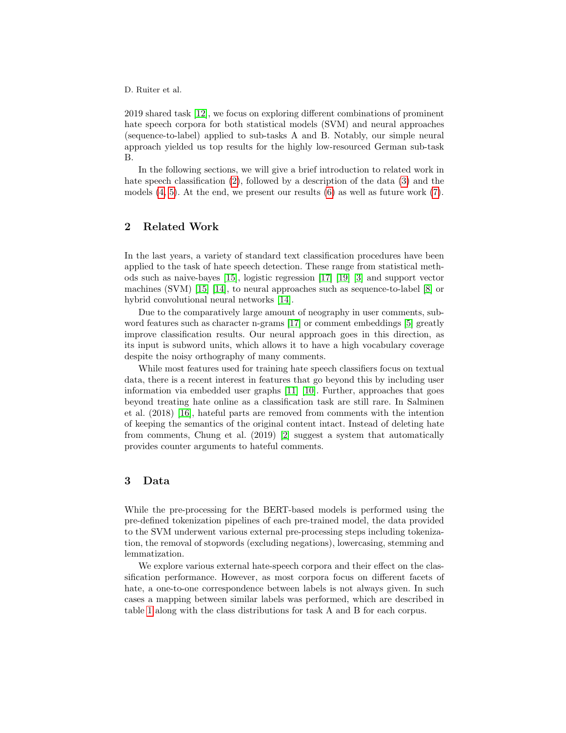2019 shared task [12], we focus on exploring different combinations of prominent hate speech corpora for both statistical models (SVM) and neural approaches (sequence-to-label) applied to sub-tasks A and B. Notably, our simple neural approach yielded us top results for the highly low-resourced German sub-task B.

In the following sections, we will give a brief introduction to related work in hate speech classification (2), followed by a description of the data (3) and the models (4, 5). At the end, we present our results (6) as well as future work (7).

## 2 Related Work

In the last years, a variety of standard text classification procedures have been applied to the task of hate speech detection. These range from statistical methods such as naive-bayes [15], logistic regression [17] [19] [3] and support vector machines (SVM) [15] [14], to neural approaches such as sequence-to-label [8] or hybrid convolutional neural networks [14].

Due to the comparatively large amount of neography in user comments, subword features such as character n-grams [17] or comment embeddings [5] greatly improve classification results. Our neural approach goes in this direction, as its input is subword units, which allows it to have a high vocabulary coverage despite the noisy orthography of many comments.

While most features used for training hate speech classifiers focus on textual data, there is a recent interest in features that go beyond this by including user information via embedded user graphs [11] [10]. Further, approaches that goes beyond treating hate online as a classification task are still rare. In Salminen et al. (2018) [16], hateful parts are removed from comments with the intention of keeping the semantics of the original content intact. Instead of deleting hate from comments, Chung et al. (2019) [2] suggest a system that automatically provides counter arguments to hateful comments.

## 3 Data

While the pre-processing for the BERT-based models is performed using the pre-defined tokenization pipelines of each pre-trained model, the data provided to the SVM underwent various external pre-processing steps including tokenization, the removal of stopwords (excluding negations), lowercasing, stemming and lemmatization.

We explore various external hate-speech corpora and their effect on the classification performance. However, as most corpora focus on different facets of hate, a one-to-one correspondence between labels is not always given. In such cases a mapping between similar labels was performed, which are described in table 1 along with the class distributions for task A and B for each corpus.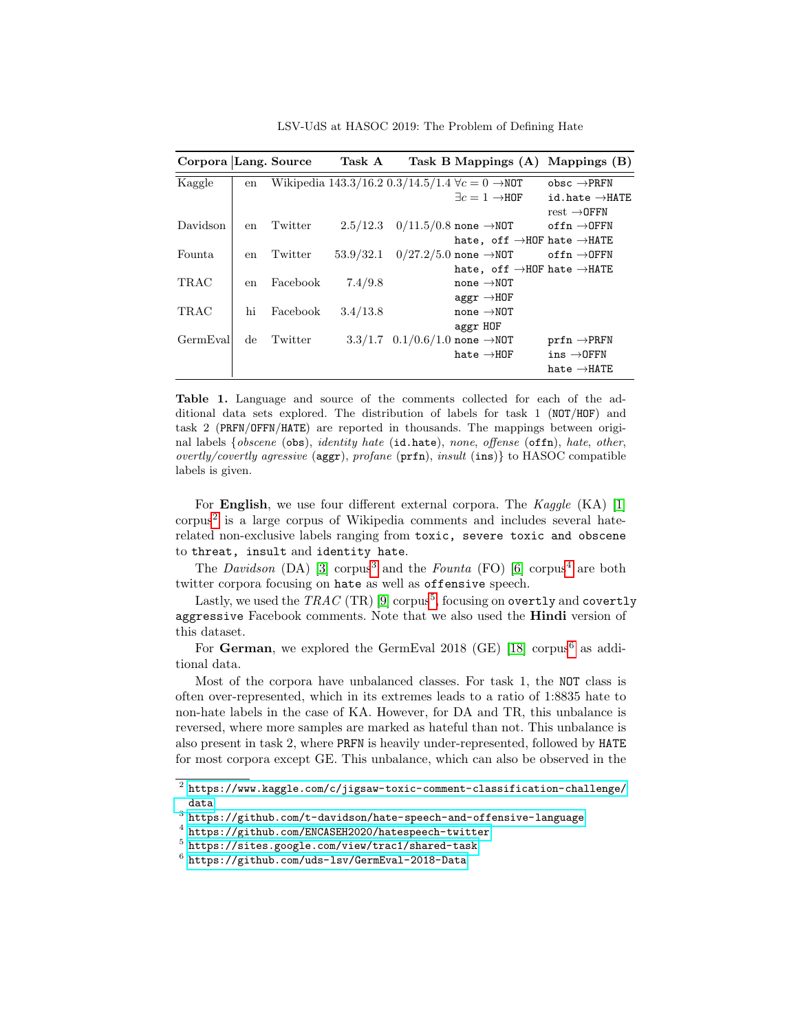| Corpora | Lang. | Source | Task A | Task B | Mappings (A) | Mappings (B) |
|---|---|---|---|---|---|---|
| Kaggle | en | Wikipedia | 143.3/16.2 | 0.3/14.5/1.4 | $\forall c = 0$ →NOT | obsc →PRFN |
| | | | | | $\exists c = 1$ →HOF | id.hate →HATE |
| | | | | | | rest →OFFN |
| Davidson | en | Twitter | 2.5/12.3 | 0/11.5/0.8 | none →NOT | offn →OFFN |
| | | | | | hate, off →HOF | hate →HATE |
| Founta | en | Twitter | 53.9/32.1 | 0/27.2/5.0 | none →NOT | offn →OFFN |
| | | | | | hate, off →HOF | hate →HATE |
| TRAC | en | Facebook | 7.4/9.8 | | none →NOT | |
| | | | | | aggr →HOF | |
| TRAC | hi | Facebook | 3.4/13.8 | | none →NOT | |
| | | | | | aggr HOF | |
| GermEval | de | Twitter | 3.3/1.7 | 0.1/0.6/1.0 | none →NOT | prfn →PRFN |
| | | | | | hate →HOF | ins →OFFN |
| | | | | | | hate →HATE |

**Table 1.** Language and source of the comments collected for each of the additional data sets explored. The distribution of labels for task 1 (NOT/HOF) and task 2 (PRFN/OFFN/HATE) are reported in thousands. The mappings between original labels {*obscene* (obs), *identity hate* (id.hate), *none*, *offense* (offn), *hate*, *other*, *overtly/covertly agressive* (aggr), *profane* (prfn), *insult* (ins)} to HASOC compatible labels is given.

For **English**, we use four different external corpora. The *Kaggle* (KA) [1] corpus[2] is a large corpus of Wikipedia comments and includes several hate-related non-exclusive labels ranging from toxic, severe toxic and obscene to threat, insult and identity hate.

The *Davidson* (DA) [3] corpus[3] and the *Founta* (FO) [6] corpus[4] are both twitter corpora focusing on hate as well as offensive speech.

Lastly, we used the *TRAC* (TR) [9] corpus[5], focusing on overtly and covertly aggressive Facebook comments. Note that we also used the **Hindi** version of this dataset.

For **German**, we explored the GermEval 2018 (GE) [18] corpus[6] as additional data.

Most of the corpora have unbalanced classes. For task 1, the NOT class is often over-represented, which in its extremes leads to a ratio of 1:8835 hate to non-hate labels in the case of KA. However, for DA and TR, this unbalance is reversed, where more samples are marked as hateful than not. This unbalance is also present in task 2, where PRFN is heavily under-represented, followed by HATE for most corpora except GE. This unbalance, which can also be observed in the

[2] https://www.kaggle.com/c/jigsaw-toxic-comment-classification-challenge/data

[3] https://github.com/t-davidson/hate-speech-and-offensive-language

[4] https://github.com/ENCASEH2020/hatespeech-twitter

[5] https://sites.google.com/view/trac1/shared-task

[6] https://github.com/uds-lsv/GermEval-2018-Data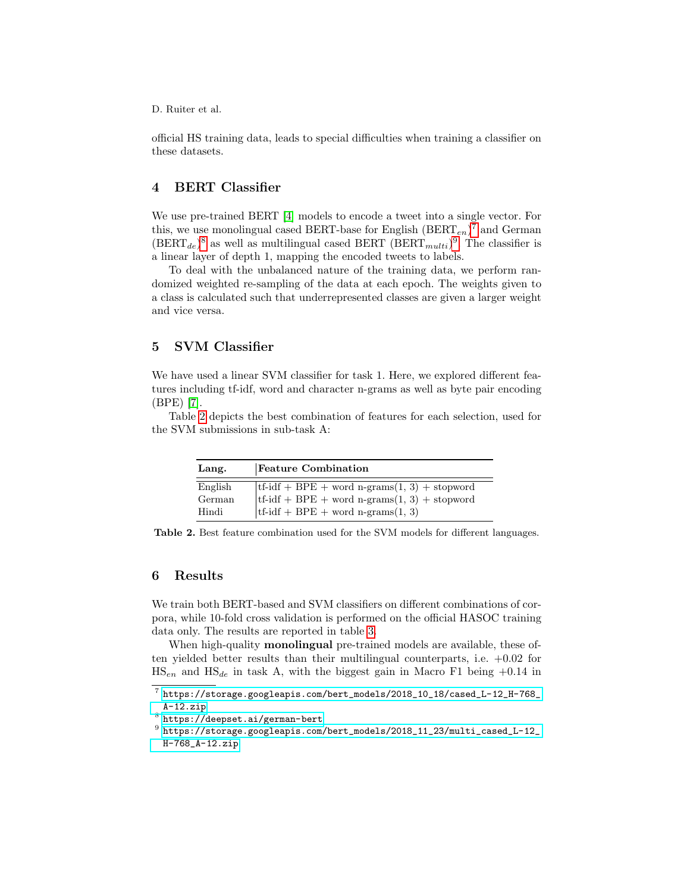official HS training data, leads to special difficulties when training a classifier on these datasets.

## 4 BERT Classifier

We use pre-trained BERT [4] models to encode a tweet into a single vector. For this, we use monolingual cased BERT-base for English (BERT$_{en}$)[7] and German (BERT$_{de}$)[8] as well as multilingual cased BERT (BERT$_{multi}$)[9]. The classifier is a linear layer of depth 1, mapping the encoded tweets to labels.

To deal with the unbalanced nature of the training data, we perform randomized weighted re-sampling of the data at each epoch. The weights given to a class is calculated such that underrepresented classes are given a larger weight and vice versa.

## 5 SVM Classifier

We have used a linear SVM classifier for task 1. Here, we explored different features including tf-idf, word and character n-grams as well as byte pair encoding (BPE) [7].

Table 2 depicts the best combination of features for each selection, used for the SVM submissions in sub-task A:

| **Lang.** | **Feature Combination** |
|---|---|
| English | tf-idf + BPE + word n-grams(1, 3) + stopword |
| German | tf-idf + BPE + word n-grams(1, 3) + stopword |
| Hindi | tf-idf + BPE + word n-grams(1, 3) |

**Table 2.** Best feature combination used for the SVM models for different languages.

## 6 Results

We train both BERT-based and SVM classifiers on different combinations of corpora, while 10-fold cross validation is performed on the official HASOC training data only. The results are reported in table 3.

When high-quality **monolingual** pre-trained models are available, these often yielded better results than their multilingual counterparts, i.e. +0.02 for HS$_{en}$ and HS$_{de}$ in task A, with the biggest gain in Macro F1 being +0.14 in

[7] https://storage.googleapis.com/bert_models/2018_10_18/cased_L-12_H-768_A-12.zip

[8] https://deepset.ai/german-bert

[9] https://storage.googleapis.com/bert_models/2018_11_23/multi_cased_L-12_H-768_A-12.zip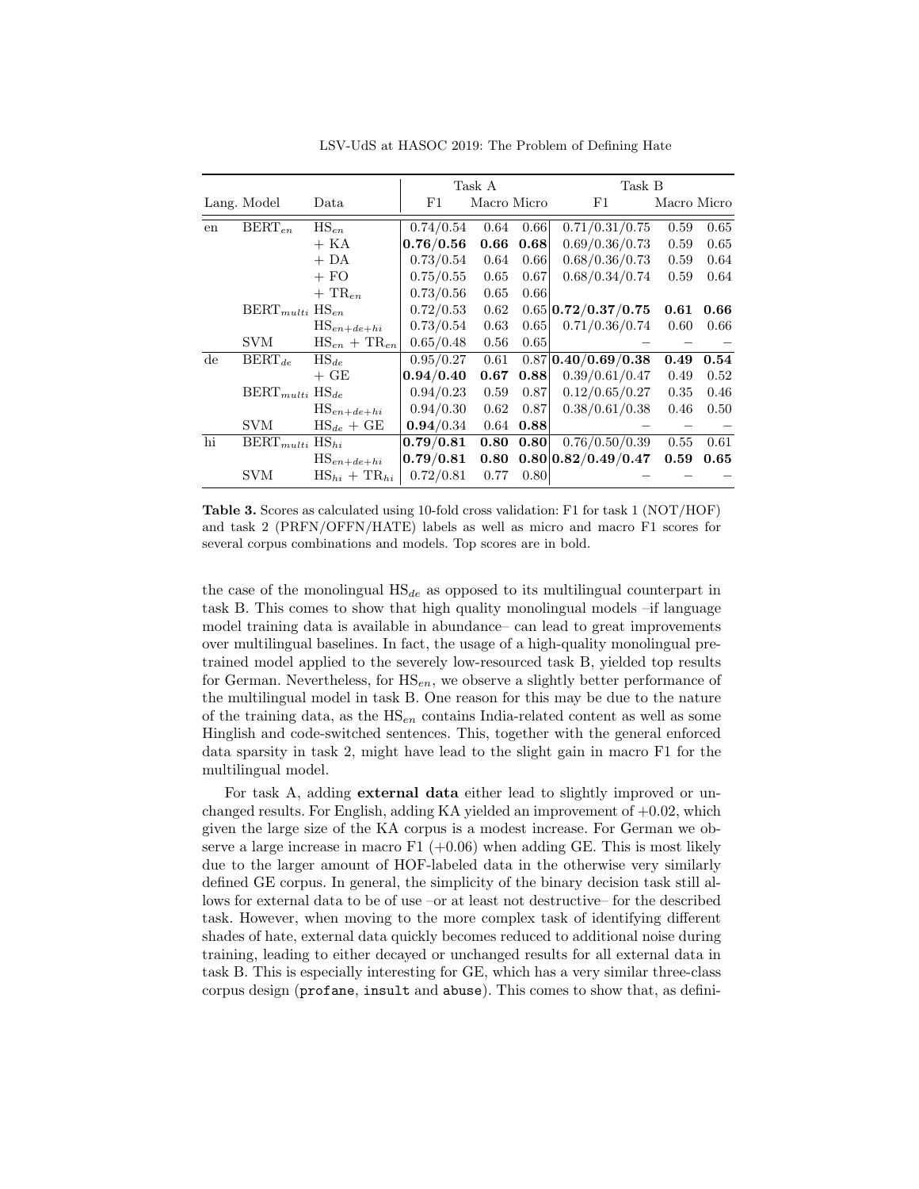| Lang. | Model | Data | Task A | | | Task B | | |
|---|---|---|---|---|---|---|---|---|
| | | | F1 | Macro | Micro | F1 | Macro | Micro |
| en | $\text{BERT}_{en}$ | $\text{HS}_{en}$ | 0.74/0.54 | 0.64 | 0.66 | 0.71/0.31/0.75 | 0.59 | 0.65 |
| | | + KA | **0.76/0.56** | **0.66** | **0.68** | 0.69/0.36/0.73 | 0.59 | 0.65 |
| | | + DA | 0.73/0.54 | 0.64 | 0.66 | 0.68/0.36/0.73 | 0.59 | 0.64 |
| | | + FO | 0.75/0.55 | 0.65 | 0.67 | 0.68/0.34/0.74 | 0.59 | 0.64 |
| | | + $\text{TR}_{en}$ | 0.73/0.56 | 0.65 | 0.66 | | | |
| | $\text{BERT}_{multi}$ | $\text{HS}_{en}$ | 0.72/0.53 | 0.62 | 0.65 | **0.72/0.37/0.75** | **0.61** | **0.66** |
| | | $\text{HS}_{en+de+hi}$ | 0.73/0.54 | 0.63 | 0.65 | 0.71/0.36/0.74 | 0.60 | 0.66 |
| | SVM | $\text{HS}_{en}$ + $\text{TR}_{en}$ | 0.65/0.48 | 0.56 | 0.65 | – | – | – |
| de | $\text{BERT}_{de}$ | $\text{HS}_{de}$ | 0.95/0.27 | 0.61 | 0.87 | **0.40/0.69/0.38** | **0.49** | **0.54** |
| | | + GE | **0.94/0.40** | **0.67** | **0.88** | 0.39/0.61/0.47 | 0.49 | 0.52 |
| | $\text{BERT}_{multi}$ | $\text{HS}_{de}$ | 0.94/0.23 | 0.59 | 0.87 | 0.12/0.65/0.27 | 0.35 | 0.46 |
| | | $\text{HS}_{en+de+hi}$ | 0.94/0.30 | 0.62 | 0.87 | 0.38/0.61/0.38 | 0.46 | 0.50 |
| | SVM | $\text{HS}_{de}$ + GE | **0.94**/0.34 | 0.64 | **0.88** | – | – | – |
| hi | $\text{BERT}_{multi}$ | $\text{HS}_{hi}$ | **0.79/0.81** | **0.80** | **0.80** | 0.76/0.50/0.39 | 0.55 | 0.61 |
| | | $\text{HS}_{en+de+hi}$ | **0.79/0.81** | **0.80** | **0.80** | **0.82/0.49/0.47** | **0.59** | **0.65** |
| | SVM | $\text{HS}_{hi}$ + $\text{TR}_{hi}$ | 0.72/0.81 | 0.77 | 0.80 | – | – | – |

**Table 3.** Scores as calculated using 10-fold cross validation: F1 for task 1 (NOT/HOF) and task 2 (PRFN/OFFN/HATE) labels as well as micro and macro F1 scores for several corpus combinations and models. Top scores are in bold.

the case of the monolingual $\text{HS}_{de}$ as opposed to its multilingual counterpart in task B. This comes to show that high quality monolingual models –if language model training data is available in abundance– can lead to great improvements over multilingual baselines. In fact, the usage of a high-quality monolingual pretrained model applied to the severely low-resourced task B, yielded top results for German. Nevertheless, for $\text{HS}_{en}$, we observe a slightly better performance of the multilingual model in task B. One reason for this may be due to the nature of the training data, as the $\text{HS}_{en}$ contains India-related content as well as some Hinglish and code-switched sentences. This, together with the general enforced data sparsity in task 2, might have lead to the slight gain in macro F1 for the multilingual model.

For task A, adding **external data** either lead to slightly improved or unchanged results. For English, adding KA yielded an improvement of +0.02, which given the large size of the KA corpus is a modest increase. For German we observe a large increase in macro F1 (+0.06) when adding GE. This is most likely due to the larger amount of HOF-labeled data in the otherwise very similarly defined GE corpus. In general, the simplicity of the binary decision task still allows for external data to be of use –or at least not destructive– for the described task. However, when moving to the more complex task of identifying different shades of hate, external data quickly becomes reduced to additional noise during training, leading to either decayed or unchanged results for all external data in task B. This is especially interesting for GE, which has a very similar three-class corpus design (`profane`, `insult` and `abuse`). This comes to show that, as defini-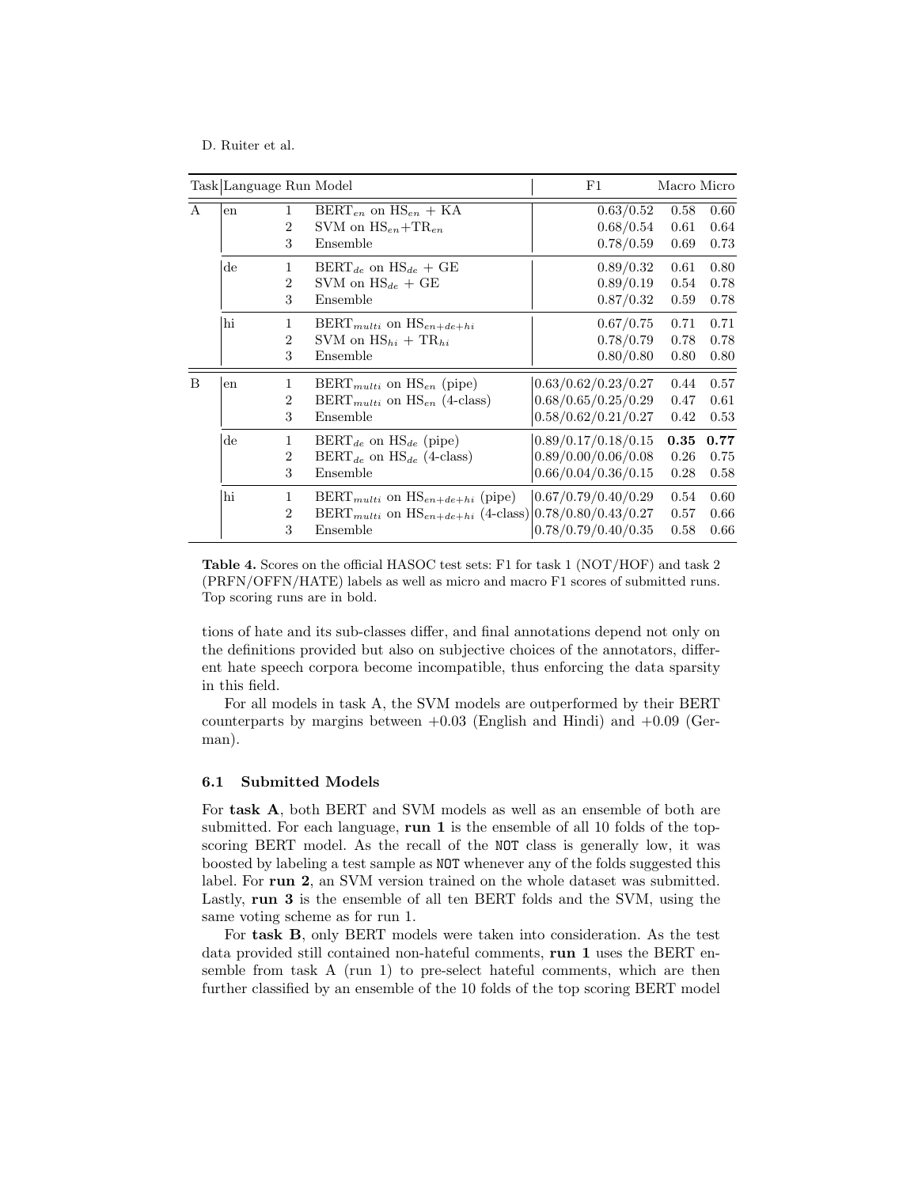| Task | Language | Run | Model | F1 | Macro | Micro |
|---|---|---|---|---|---|---|
| A | en | 1 | $\text{BERT}_{en}$ on $\text{HS}_{en}$ + KA | 0.63/0.52 | 0.58 | 0.60 |
| | | 2 | SVM on $\text{HS}_{en}$+$\text{TR}_{en}$ | 0.68/0.54 | 0.61 | 0.64 |
| | | 3 | Ensemble | 0.78/0.59 | 0.69 | 0.73 |
| | de | 1 | $\text{BERT}_{de}$ on $\text{HS}_{de}$ + GE | 0.89/0.32 | 0.61 | 0.80 |
| | | 2 | SVM on $\text{HS}_{de}$ + GE | 0.89/0.19 | 0.54 | 0.78 |
| | | 3 | Ensemble | 0.87/0.32 | 0.59 | 0.78 |
| | hi | 1 | $\text{BERT}_{multi}$ on $\text{HS}_{en+de+hi}$ | 0.67/0.75 | 0.71 | 0.71 |
| | | 2 | SVM on $\text{HS}_{hi}$ + $\text{TR}_{hi}$ | 0.78/0.79 | 0.78 | 0.78 |
| | | 3 | Ensemble | 0.80/0.80 | 0.80 | 0.80 |
| B | en | 1 | $\text{BERT}_{multi}$ on $\text{HS}_{en}$ (pipe) | 0.63/0.62/0.23/0.27 | 0.44 | 0.57 |
| | | 2 | $\text{BERT}_{multi}$ on $\text{HS}_{en}$ (4-class) | 0.68/0.65/0.25/0.29 | 0.47 | 0.61 |
| | | 3 | Ensemble | 0.58/0.62/0.21/0.27 | 0.42 | 0.53 |
| | de | 1 | $\text{BERT}_{de}$ on $\text{HS}_{de}$ (pipe) | 0.89/0.17/0.18/0.15 | **0.35** | **0.77** |
| | | 2 | $\text{BERT}_{de}$ on $\text{HS}_{de}$ (4-class) | 0.89/0.00/0.06/0.08 | 0.26 | 0.75 |
| | | 3 | Ensemble | 0.66/0.04/0.36/0.15 | 0.28 | 0.58 |
| | hi | 1 | $\text{BERT}_{multi}$ on $\text{HS}_{en+de+hi}$ (pipe) | 0.67/0.79/0.40/0.29 | 0.54 | 0.60 |
| | | 2 | $\text{BERT}_{multi}$ on $\text{HS}_{en+de+hi}$ (4-class) | 0.78/0.80/0.43/0.27 | 0.57 | 0.66 |
| | | 3 | Ensemble | 0.78/0.79/0.40/0.35 | 0.58 | 0.66 |

**Table 4.** Scores on the official HASOC test sets: F1 for task 1 (NOT/HOF) and task 2 (PRFN/OFFN/HATE) labels as well as micro and macro F1 scores of submitted runs. Top scoring runs are in bold.

tions of hate and its sub-classes differ, and final annotations depend not only on the definitions provided but also on subjective choices of the annotators, different hate speech corpora become incompatible, thus enforcing the data sparsity in this field.

For all models in task A, the SVM models are outperformed by their BERT counterparts by margins between +0.03 (English and Hindi) and +0.09 (German).

### 6.1 Submitted Models

For **task A**, both BERT and SVM models as well as an ensemble of both are submitted. For each language, **run 1** is the ensemble of all 10 folds of the top-scoring BERT model. As the recall of the `NOT` class is generally low, it was boosted by labeling a test sample as `NOT` whenever any of the folds suggested this label. For **run 2**, an SVM version trained on the whole dataset was submitted. Lastly, **run 3** is the ensemble of all ten BERT folds and the SVM, using the same voting scheme as for run 1.

For **task B**, only BERT models were taken into consideration. As the test data provided still contained non-hateful comments, **run 1** uses the BERT ensemble from task A (run 1) to pre-select hateful comments, which are then further classified by an ensemble of the 10 folds of the top scoring BERT model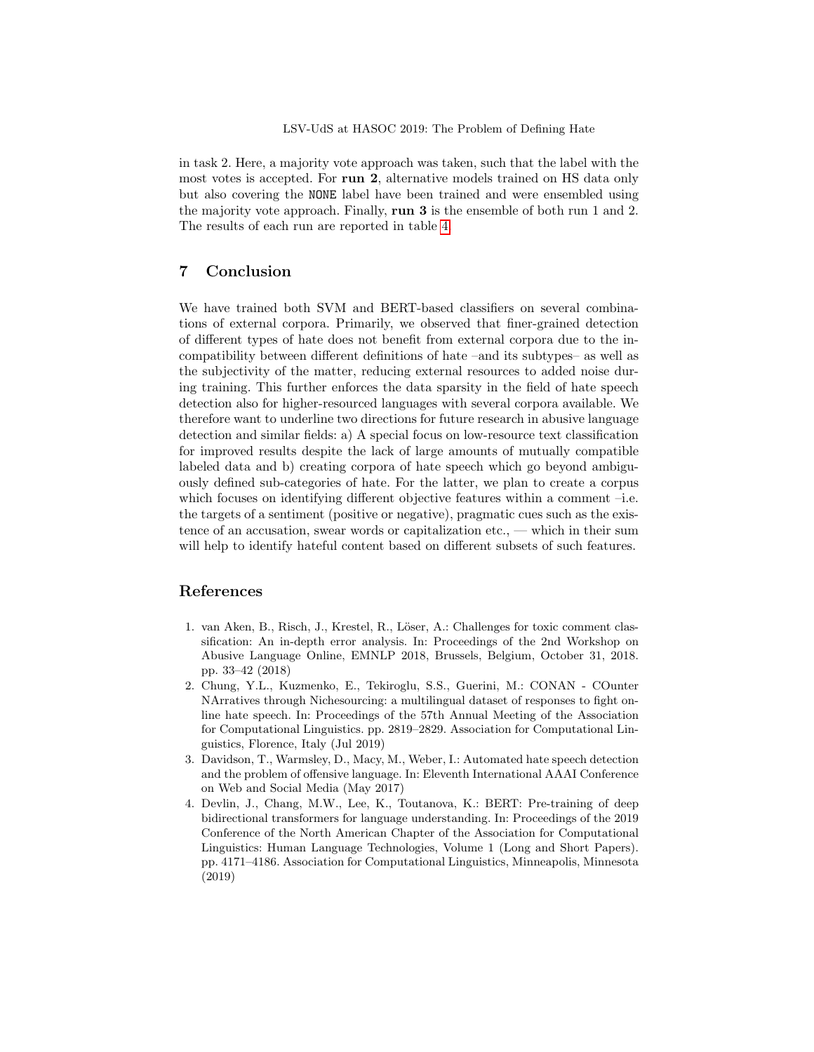in task 2. Here, a majority vote approach was taken, such that the label with the most votes is accepted. For **run 2**, alternative models trained on HS data only but also covering the `NONE` label have been trained and were ensembled using the majority vote approach. Finally, **run 3** is the ensemble of both run 1 and 2. The results of each run are reported in table 4.

## 7 Conclusion

We have trained both SVM and BERT-based classifiers on several combinations of external corpora. Primarily, we observed that finer-grained detection of different types of hate does not benefit from external corpora due to the incompatibility between different definitions of hate –and its subtypes– as well as the subjectivity of the matter, reducing external resources to added noise during training. This further enforces the data sparsity in the field of hate speech detection also for higher-resourced languages with several corpora available. We therefore want to underline two directions for future research in abusive language detection and similar fields: a) A special focus on low-resource text classification for improved results despite the lack of large amounts of mutually compatible labeled data and b) creating corpora of hate speech which go beyond ambiguously defined sub-categories of hate. For the latter, we plan to create a corpus which focuses on identifying different objective features within a comment –i.e. the targets of a sentiment (positive or negative), pragmatic cues such as the existence of an accusation, swear words or capitalization etc., — which in their sum will help to identify hateful content based on different subsets of such features.

## References

1. van Aken, B., Risch, J., Krestel, R., Löser, A.: Challenges for toxic comment classification: An in-depth error analysis. In: Proceedings of the 2nd Workshop on Abusive Language Online, EMNLP 2018, Brussels, Belgium, October 31, 2018. pp. 33–42 (2018)
2. Chung, Y.L., Kuzmenko, E., Tekiroglu, S.S., Guerini, M.: CONAN - COunter NArratives through Nichesourcing: a multilingual dataset of responses to fight online hate speech. In: Proceedings of the 57th Annual Meeting of the Association for Computational Linguistics. pp. 2819–2829. Association for Computational Linguistics, Florence, Italy (Jul 2019)
3. Davidson, T., Warmsley, D., Macy, M., Weber, I.: Automated hate speech detection and the problem of offensive language. In: Eleventh International AAAI Conference on Web and Social Media (May 2017)
4. Devlin, J., Chang, M.W., Lee, K., Toutanova, K.: BERT: Pre-training of deep bidirectional transformers for language understanding. In: Proceedings of the 2019 Conference of the North American Chapter of the Association for Computational Linguistics: Human Language Technologies, Volume 1 (Long and Short Papers). pp. 4171–4186. Association for Computational Linguistics, Minneapolis, Minnesota (2019)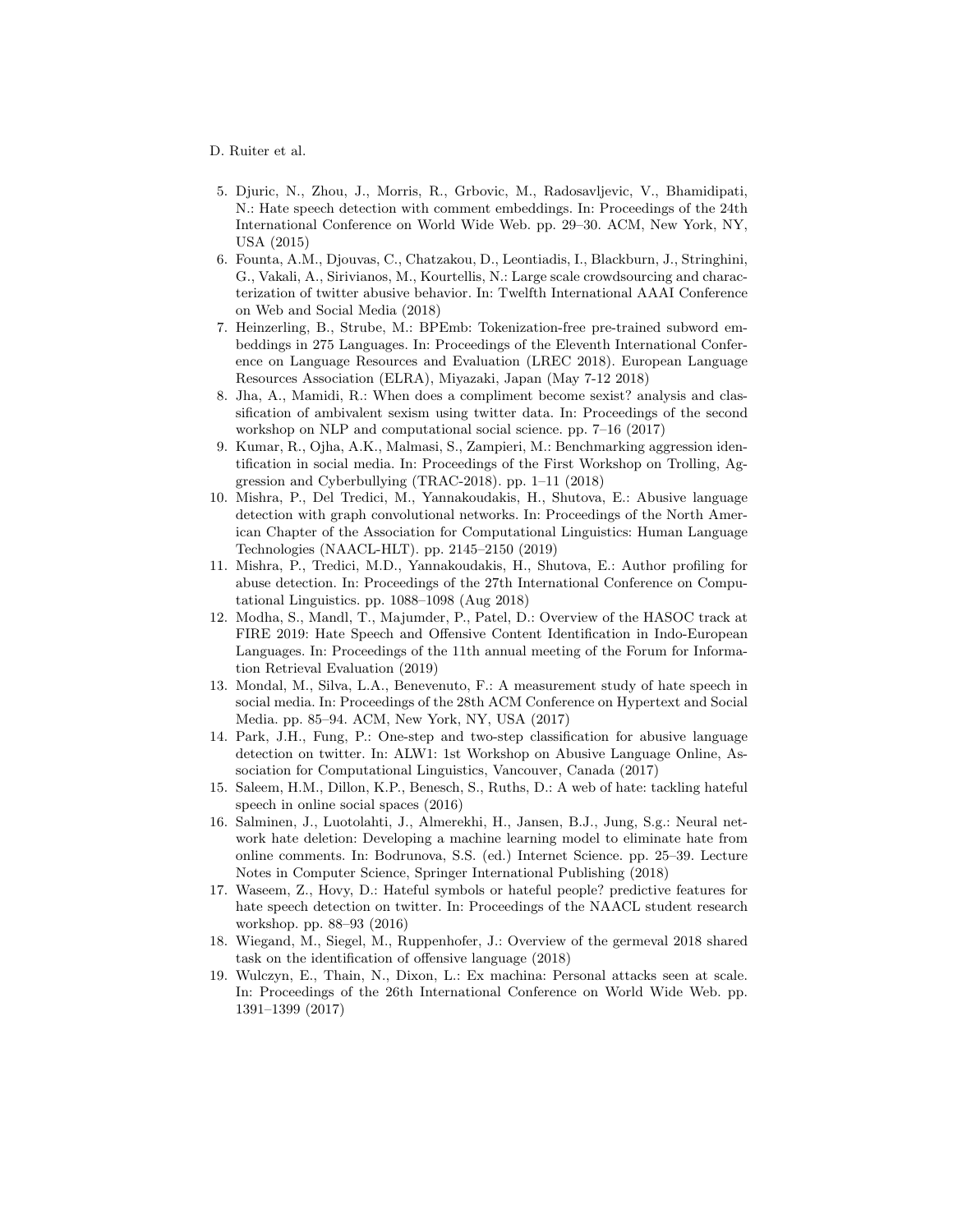5. Djuric, N., Zhou, J., Morris, R., Grbovic, M., Radosavljevic, V., Bhamidipati, N.: Hate speech detection with comment embeddings. In: Proceedings of the 24th International Conference on World Wide Web. pp. 29–30. ACM, New York, NY, USA (2015)
6. Founta, A.M., Djouvas, C., Chatzakou, D., Leontiadis, I., Blackburn, J., Stringhini, G., Vakali, A., Sirivianos, M., Kourtellis, N.: Large scale crowdsourcing and characterization of twitter abusive behavior. In: Twelfth International AAAI Conference on Web and Social Media (2018)
7. Heinzerling, B., Strube, M.: BPEmb: Tokenization-free pre-trained subword embeddings in 275 Languages. In: Proceedings of the Eleventh International Conference on Language Resources and Evaluation (LREC 2018). European Language Resources Association (ELRA), Miyazaki, Japan (May 7-12 2018)
8. Jha, A., Mamidi, R.: When does a compliment become sexist? analysis and classification of ambivalent sexism using twitter data. In: Proceedings of the second workshop on NLP and computational social science. pp. 7–16 (2017)
9. Kumar, R., Ojha, A.K., Malmasi, S., Zampieri, M.: Benchmarking aggression identification in social media. In: Proceedings of the First Workshop on Trolling, Aggression and Cyberbullying (TRAC-2018). pp. 1–11 (2018)
10. Mishra, P., Del Tredici, M., Yannakoudakis, H., Shutova, E.: Abusive language detection with graph convolutional networks. In: Proceedings of the North American Chapter of the Association for Computational Linguistics: Human Language Technologies (NAACL-HLT). pp. 2145–2150 (2019)
11. Mishra, P., Tredici, M.D., Yannakoudakis, H., Shutova, E.: Author profiling for abuse detection. In: Proceedings of the 27th International Conference on Computational Linguistics. pp. 1088–1098 (Aug 2018)
12. Modha, S., Mandl, T., Majumder, P., Patel, D.: Overview of the HASOC track at FIRE 2019: Hate Speech and Offensive Content Identification in Indo-European Languages. In: Proceedings of the 11th annual meeting of the Forum for Information Retrieval Evaluation (2019)
13. Mondal, M., Silva, L.A., Benevenuto, F.: A measurement study of hate speech in social media. In: Proceedings of the 28th ACM Conference on Hypertext and Social Media. pp. 85–94. ACM, New York, NY, USA (2017)
14. Park, J.H., Fung, P.: One-step and two-step classification for abusive language detection on twitter. In: ALW1: 1st Workshop on Abusive Language Online, Association for Computational Linguistics, Vancouver, Canada (2017)
15. Saleem, H.M., Dillon, K.P., Benesch, S., Ruths, D.: A web of hate: tackling hateful speech in online social spaces (2016)
16. Salminen, J., Luotolahti, J., Almerekhi, H., Jansen, B.J., Jung, S.g.: Neural network hate deletion: Developing a machine learning model to eliminate hate from online comments. In: Bodrunova, S.S. (ed.) Internet Science. pp. 25–39. Lecture Notes in Computer Science, Springer International Publishing (2018)
17. Waseem, Z., Hovy, D.: Hateful symbols or hateful people? predictive features for hate speech detection on twitter. In: Proceedings of the NAACL student research workshop. pp. 88–93 (2016)
18. Wiegand, M., Siegel, M., Ruppenhofer, J.: Overview of the germeval 2018 shared task on the identification of offensive language (2018)
19. Wulczyn, E., Thain, N., Dixon, L.: Ex machina: Personal attacks seen at scale. In: Proceedings of the 26th International Conference on World Wide Web. pp. 1391–1399 (2017)